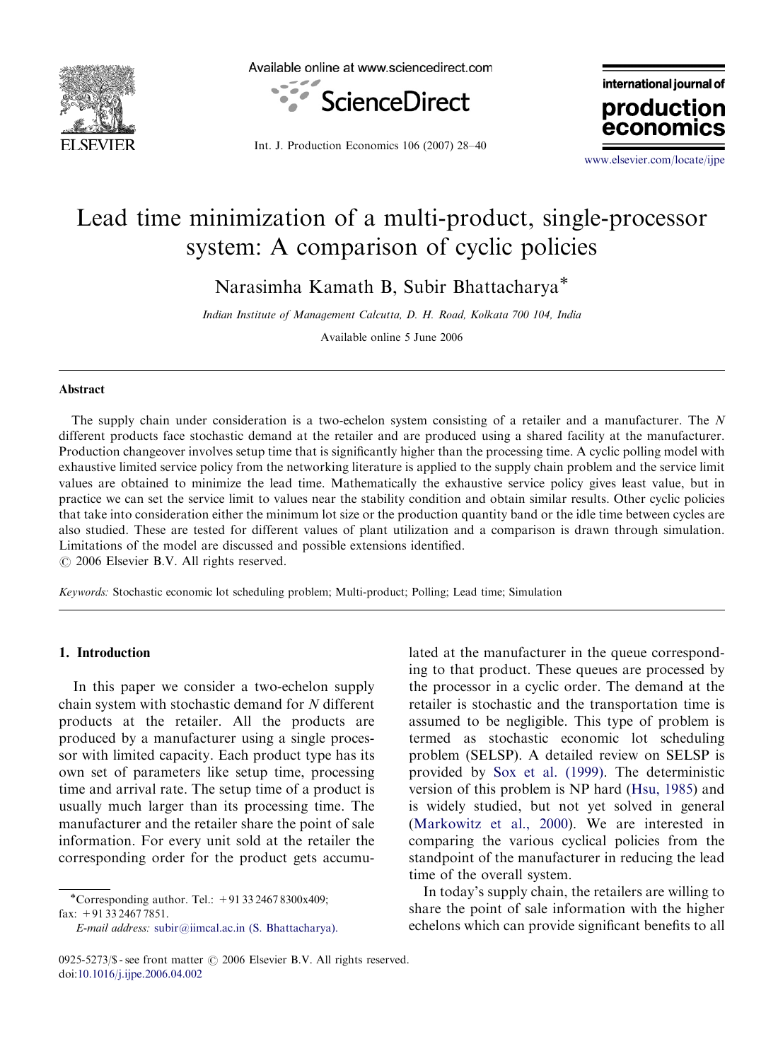# Lead time minimization of a multi-product, single-processor system: A comparison of cyclic policies

Narasimha Kamath B, Subir Bhattacharya*

*Indian Institute of Management Calcutta, D. H. Road, Kolkata 700 104, India*

Available online 5 June 2006

## Abstract

The supply chain under consideration is a two-echelon system consisting of a retailer and a manufacturer. The $N$ different products face stochastic demand at the retailer and are produced using a shared facility at the manufacturer. Production changeover involves setup time that is significantly higher than the processing time. A cyclic polling model with exhaustive limited service policy from the networking literature is applied to the supply chain problem and the service limit values are obtained to minimize the lead time. Mathematically the exhaustive service policy gives least value, but in practice we can set the service limit to values near the stability condition and obtain similar results. Other cyclic policies that take into consideration either the minimum lot size or the production quantity band or the idle time between cycles are also studied. These are tested for different values of plant utilization and a comparison is drawn through simulation. Limitations of the model are discussed and possible extensions identified.

© 2006 Elsevier B.V. All rights reserved.

*Keywords:* Stochastic economic lot scheduling problem; Multi-product; Polling; Lead time; Simulation

## 1. Introduction

In this paper we consider a two-echelon supply chain system with stochastic demand for $N$ different products at the retailer. All the products are produced by a manufacturer using a single processor with limited capacity. Each product type has its own set of parameters like setup time, processing time and arrival rate. The setup time of a product is usually much larger than its processing time. The manufacturer and the retailer share the point of sale information. For every unit sold at the retailer the corresponding order for the product gets accumulated at the manufacturer in the queue corresponding to that product. These queues are processed by the processor in a cyclic order. The demand at the retailer is stochastic and the transportation time is assumed to be negligible. This type of problem is termed as stochastic economic lot scheduling problem (SELSP). A detailed review on SELSP is provided by Sox et al. (1999). The deterministic version of this problem is NP hard (Hsu, 1985) and is widely studied, but not yet solved in general (Markowitz et al., 2000). We are interested in comparing the various cyclical policies from the standpoint of the manufacturer in reducing the lead time of the overall system.

In today's supply chain, the retailers are willing to share the point of sale information with the higher echelons which can provide significant benefits to all

*Corresponding author. Tel.: +91 33 2467 8300x409; fax: +91 33 2467 7851.
E-mail address: subir@iimcal.ac.in (S. Bhattacharya).

0925-5273/$ - see front matter © 2006 Elsevier B.V. All rights reserved.
doi:10.1016/j.ijpe.2006.04.002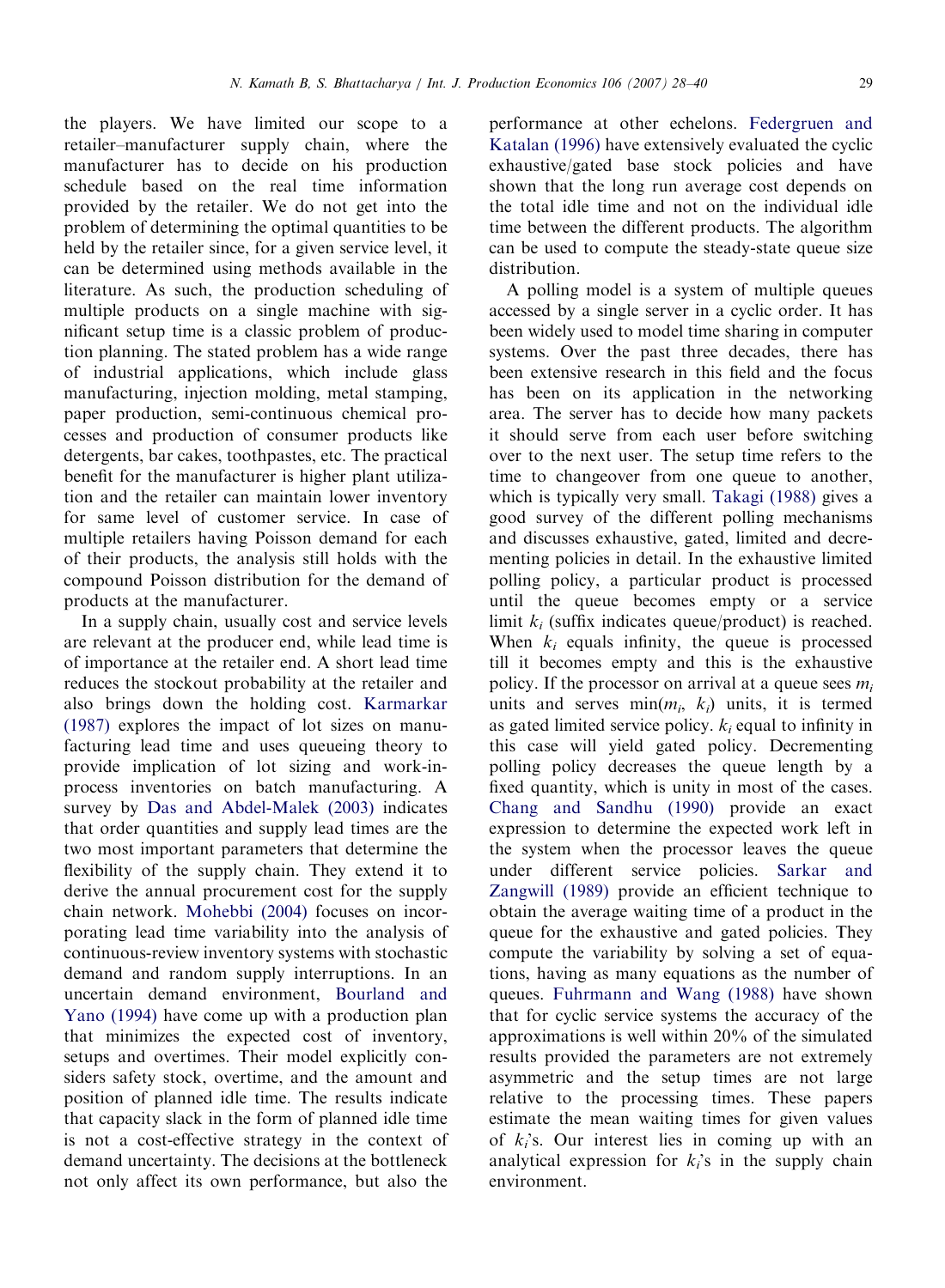the players. We have limited our scope to a retailer–manufacturer supply chain, where the manufacturer has to decide on his production schedule based on the real time information provided by the retailer. We do not get into the problem of determining the optimal quantities to be held by the retailer since, for a given service level, it can be determined using methods available in the literature. As such, the production scheduling of multiple products on a single machine with significant setup time is a classic problem of production planning. The stated problem has a wide range of industrial applications, which include glass manufacturing, injection molding, metal stamping, paper production, semi-continuous chemical processes and production of consumer products like detergents, bar cakes, toothpastes, etc. The practical benefit for the manufacturer is higher plant utilization and the retailer can maintain lower inventory for same level of customer service. In case of multiple retailers having Poisson demand for each of their products, the analysis still holds with the compound Poisson distribution for the demand of products at the manufacturer.

In a supply chain, usually cost and service levels are relevant at the producer end, while lead time is of importance at the retailer end. A short lead time reduces the stockout probability at the retailer and also brings down the holding cost. Karmarkar (1987) explores the impact of lot sizes on manufacturing lead time and uses queueing theory to provide implication of lot sizing and work-in-process inventories on batch manufacturing. A survey by Das and Abdel-Malek (2003) indicates that order quantities and supply lead times are the two most important parameters that determine the flexibility of the supply chain. They extend it to derive the annual procurement cost for the supply chain network. Mohebbi (2004) focuses on incorporating lead time variability into the analysis of continuous-review inventory systems with stochastic demand and random supply interruptions. In an uncertain demand environment, Bourland and Yano (1994) have come up with a production plan that minimizes the expected cost of inventory, setups and overtimes. Their model explicitly considers safety stock, overtime, and the amount and position of planned idle time. The results indicate that capacity slack in the form of planned idle time is not a cost-effective strategy in the context of demand uncertainty. The decisions at the bottleneck not only affect its own performance, but also the performance at other echelons. Federgruen and Katalan (1996) have extensively evaluated the cyclic exhaustive/gated base stock policies and have shown that the long run average cost depends on the total idle time and not on the individual idle time between the different products. The algorithm can be used to compute the steady-state queue size distribution.

A polling model is a system of multiple queues accessed by a single server in a cyclic order. It has been widely used to model time sharing in computer systems. Over the past three decades, there has been extensive research in this field and the focus has been on its application in the networking area. The server has to decide how many packets it should serve from each user before switching over to the next user. The setup time refers to the time to changeover from one queue to another, which is typically very small. Takagi (1988) gives a good survey of the different polling mechanisms and discusses exhaustive, gated, limited and decrementing policies in detail. In the exhaustive limited polling policy, a particular product is processed until the queue becomes empty or a service limit $k_i$ (suffix indicates queue/product) is reached. When $k_i$ equals infinity, the queue is processed till it becomes empty and this is the exhaustive policy. If the processor on arrival at a queue sees $m_i$ units and serves $\min(m_i, k_i)$ units, it is termed as gated limited service policy. $k_i$ equal to infinity in this case will yield gated policy. Decrementing polling policy decreases the queue length by a fixed quantity, which is unity in most of the cases. Chang and Sandhu (1990) provide an exact expression to determine the expected work left in the system when the processor leaves the queue under different service policies. Sarkar and Zangwill (1989) provide an efficient technique to obtain the average waiting time of a product in the queue for the exhaustive and gated policies. They compute the variability by solving a set of equations, having as many equations as the number of queues. Fuhrmann and Wang (1988) have shown that for cyclic service systems the accuracy of the approximations is well within 20% of the simulated results provided the parameters are not extremely asymmetric and the setup times are not large relative to the processing times. These papers estimate the mean waiting times for given values of $k_i$'s. Our interest lies in coming up with an analytical expression for $k_i$'s in the supply chain environment.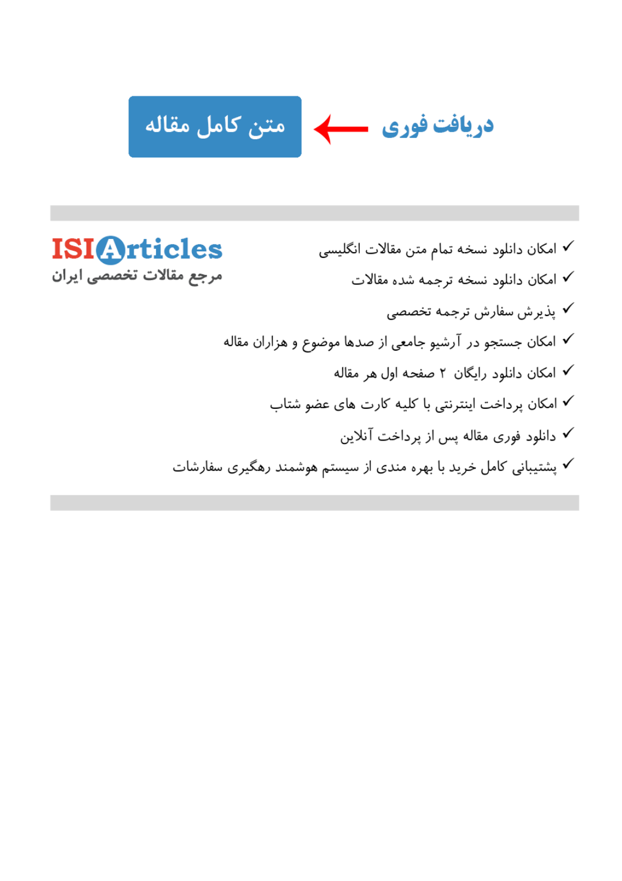دریافت فوری ← متن کامل مقاله

**ISIArticles**
مرجع مقالات تخصصی ایران

- ✓ امکان دانلود نسخه تمام متن مقالات انگلیسی
- ✓ امکان دانلود نسخه ترجمه شده مقالات
- ✓ پذیرش سفارش ترجمه تخصصی
- ✓ امکان جستجو در آرشیو جامعی از صدها موضوع و هزاران مقاله
- ✓ امکان دانلود رایگان ۲ صفحه اول هر مقاله
- ✓ امکان پرداخت اینترنتی با کلیه کارت های عضو شتاب
- ✓ دانلود فوری مقاله پس از پرداخت آنلاین
- ✓ پشتیبانی کامل خرید با بهره مندی از سیستم هوشمند رهگیری سفارشات